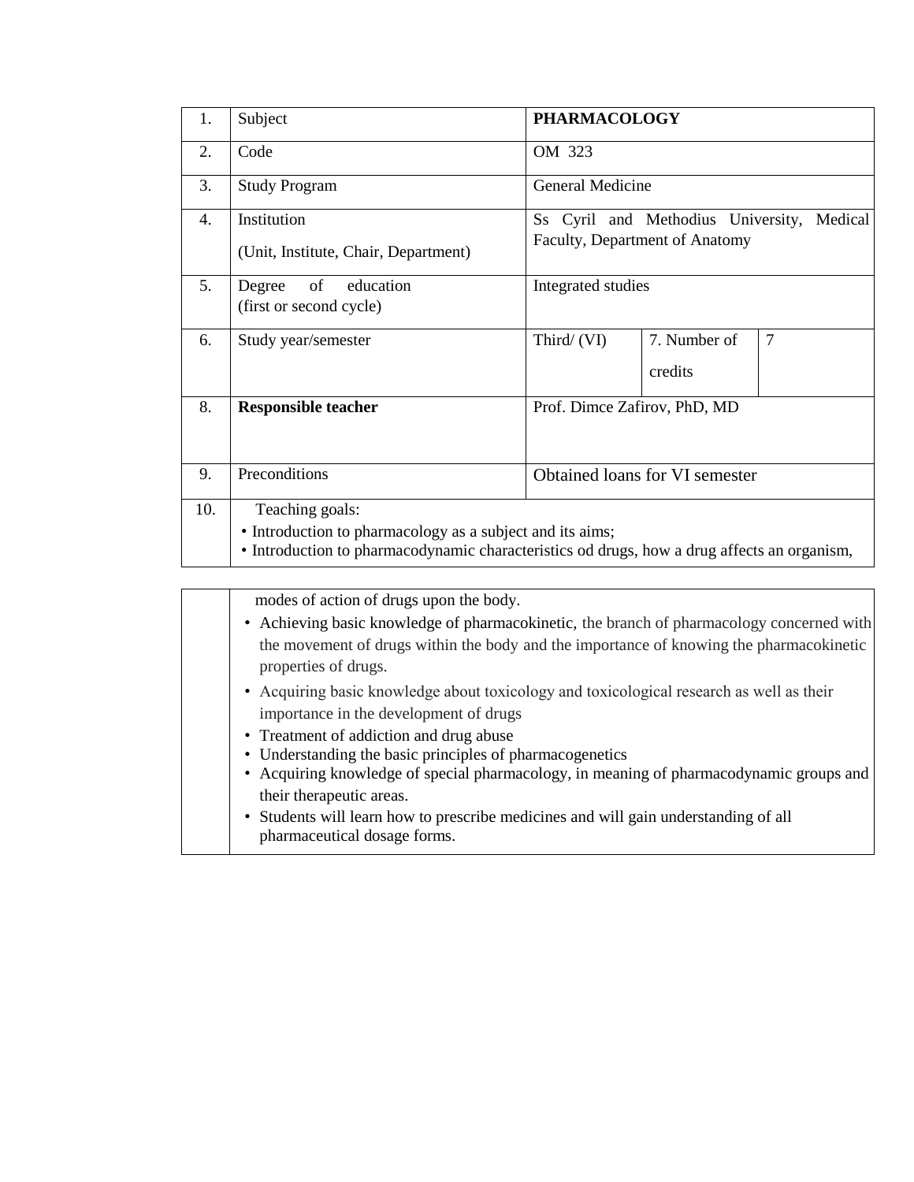| 1. | Subject | **PHARMACOLOGY** | | |
|---|---|---|---|---|
| 2. | Code | OM 323 | | |
| 3. | Study Program | General Medicine | | |
| 4. | Institution<br>(Unit, Institute, Chair, Department) | Ss Cyril and Methodius University, Medical Faculty, Department of Anatomy | | |
| 5. | Degree of education<br>(first or second cycle) | Integrated studies | | |
| 6. | Study year/semester | Third/ (VI) | 7. Number of credits | 7 |
| 8. | **Responsible teacher** | Prof. Dimce Zafirov, PhD, MD | | |
| 9. | Preconditions | Obtained loans for VI semester | | |
| 10. | Teaching goals:<br>• Introduction to pharmacology as a subject and its aims;<br>• Introduction to pharmacodynamic characteristics od drugs, how a drug affects an organism, modes of action of drugs upon the body.<br>• Achieving basic knowledge of pharmacokinetic, the branch of pharmacology concerned with the movement of drugs within the body and the importance of knowing the pharmacokinetic properties of drugs.<br>• Acquiring basic knowledge about toxicology and toxicological research as well as their importance in the development of drugs<br>• Treatment of addiction and drug abuse<br>• Understanding the basic principles of pharmacogenetics<br>• Acquiring knowledge of special pharmacology, in meaning of pharmacodynamic groups and their therapeutic areas.<br>• Students will learn how to prescribe medicines and will gain understanding of all pharmaceutical dosage forms. | | | |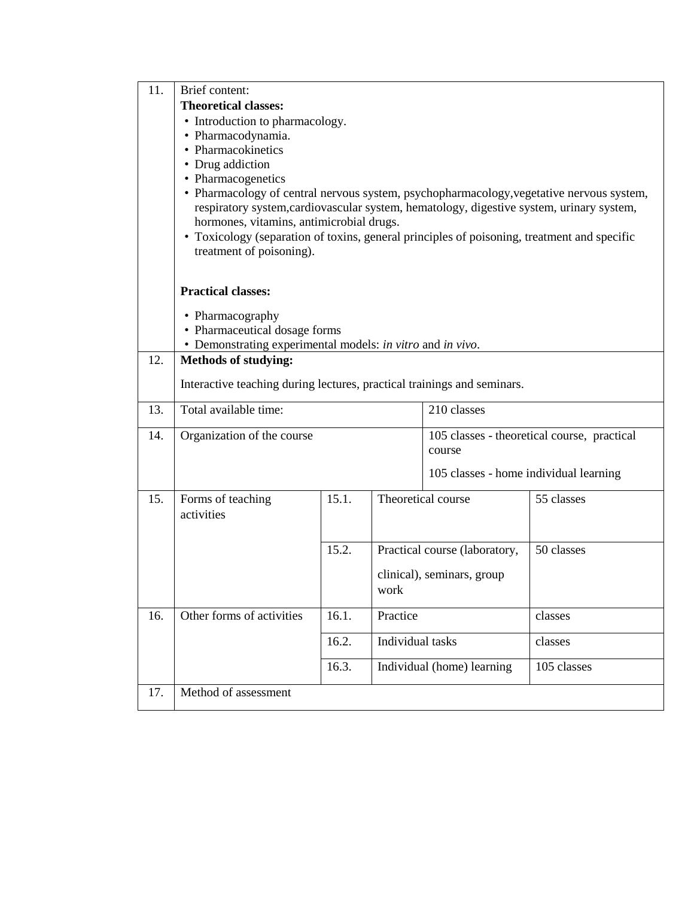| | | | | |
|---|---|---|---|---|
| 11. | Brief content:<br>**Theoretical classes:**<br>• Introduction to pharmacology.<br>• Pharmacodynamia.<br>• Pharmacokinetics<br>• Drug addiction<br>• Pharmacogenetics<br>• Pharmacology of central nervous system, psychopharmacology,vegetative nervous system, respiratory system,cardiovascular system, hematology, digestive system, urinary system, hormones, vitamins, antimicrobial drugs.<br>• Toxicology (separation of toxins, general principles of poisoning, treatment and specific treatment of poisoning).<br><br>**Practical classes:**<br>• Pharmacography<br>• Pharmaceutical dosage forms<br>• Demonstrating experimental models: *in vitro* and *in vivo*. | | | |
| 12. | **Methods of studying:**<br>Interactive teaching during lectures, practical trainings and seminars. | | | |
| 13. | Total available time: | | 210 classes | |
| 14. | Organization of the course | | 105 classes - theoretical course, practical course<br>105 classes - home individual learning | |
| 15. | Forms of teaching activities | 15.1. | Theoretical course | 55 classes |
| | | 15.2. | Practical course (laboratory, clinical), seminars, group work | 50 classes |
| 16. | Other forms of activities | 16.1. | Practice | classes |
| | | 16.2. | Individual tasks | classes |
| | | 16.3. | Individual (home) learning | 105 classes |
| 17. | Method of assessment | | | |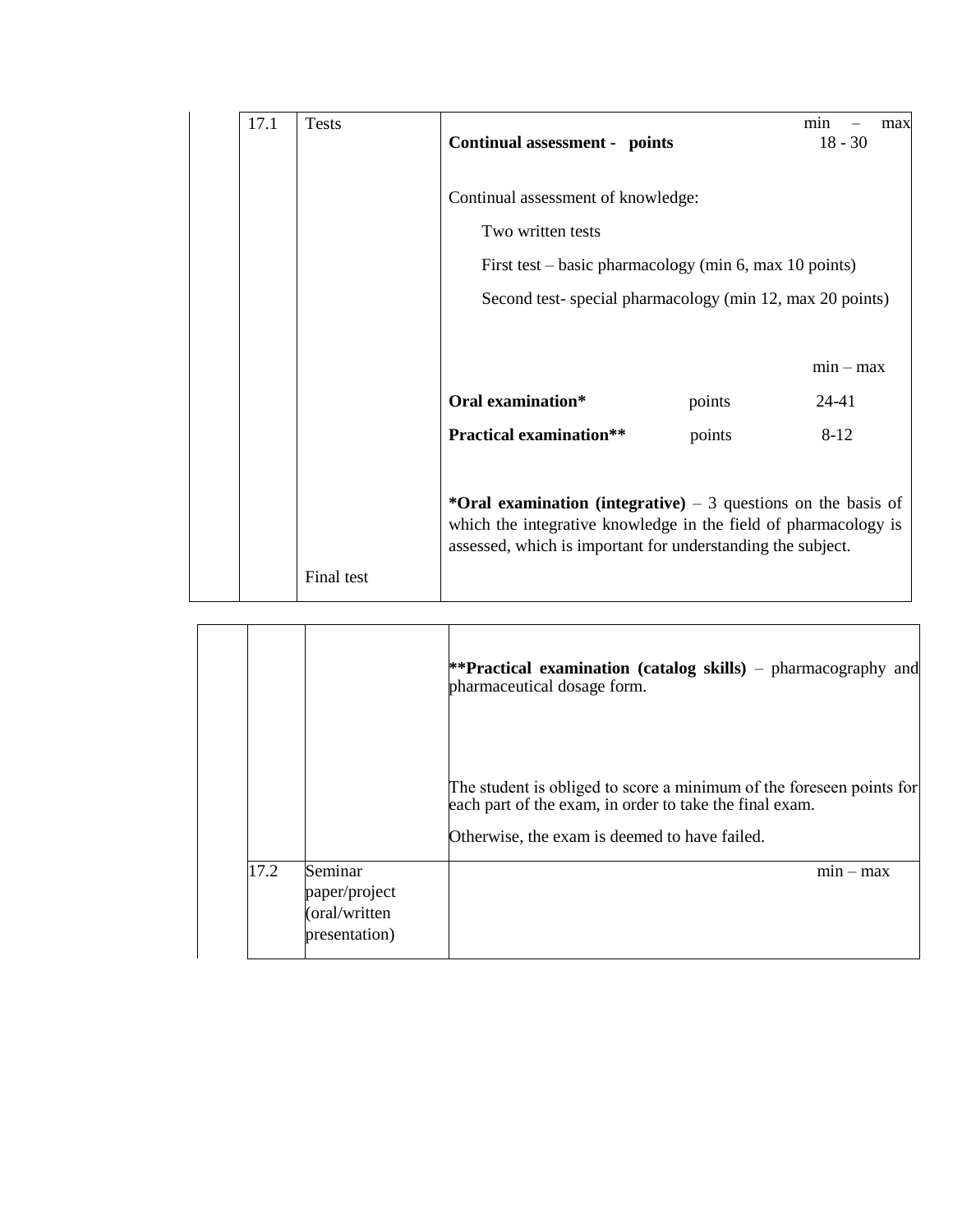| | | |
|---|---|---|
| 17.1 | Tests | **Continual assessment - points** min – max 18 - 30<br><br>Continual assessment of knowledge:<br>Two written tests<br>First test – basic pharmacology (min 6, max 10 points)<br>Second test- special pharmacology (min 12, max 20 points)<br><br>min – max<br>**Oral examination*** points 24-41<br>**Practical examination**** points 8-12<br><br>***Oral examination (integrative)** – 3 questions on the basis of which the integrative knowledge in the field of pharmacology is assessed, which is important for understanding the subject. |
| | Final test | |
| | | ****Practical examination (catalog skills)** – pharmacography and pharmaceutical dosage form.<br><br>The student is obliged to score a minimum of the foreseen points for each part of the exam, in order to take the final exam.<br><br>Otherwise, the exam is deemed to have failed. |
| 17.2 | Seminar paper/project (oral/written presentation) | min – max |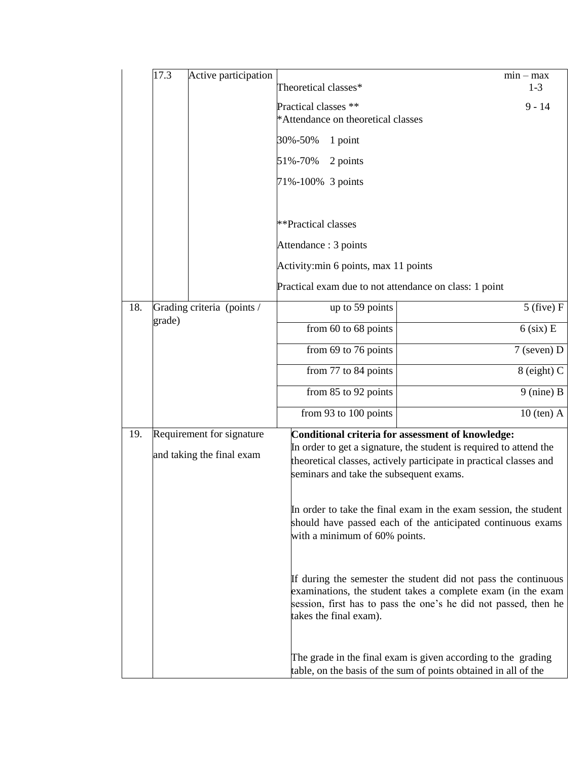| | | | | |
|---|---|---|---|---|
| | 17.3 | Active participation | Theoretical classes*<br>Practical classes **<br>*Attendance on theoretical classes<br>30%-50% 1 point<br>51%-70% 2 points<br>71%-100% 3 points<br><br>**Practical classes<br>Attendance : 3 points<br>Activity:min 6 points, max 11 points<br>Practical exam due to not attendance on class: 1 point | min – max<br>1-3<br>9 - 14 |
| 18. | Grading criteria (points / grade) | | up to 59 points | 5 (five) F |
| | | | from 60 to 68 points | 6 (six) E |
| | | | from 69 to 76 points | 7 (seven) D |
| | | | from 77 to 84 points | 8 (eight) C |
| | | | from 85 to 92 points | 9 (nine) B |
| | | | from 93 to 100 points | 10 (ten) A |
| 19. | Requirement for signature and taking the final exam | | **Conditional criteria for assessment of knowledge:**<br>In order to get a signature, the student is required to attend the theoretical classes, actively participate in practical classes and seminars and take the subsequent exams.<br><br>In order to take the final exam in the exam session, the student should have passed each of the anticipated continuous exams with a minimum of 60% points.<br><br>If during the semester the student did not pass the continuous examinations, the student takes a complete exam (in the exam session, first has to pass the one's he did not passed, then he takes the final exam).<br><br>The grade in the final exam is given according to the grading table, on the basis of the sum of points obtained in all of the | |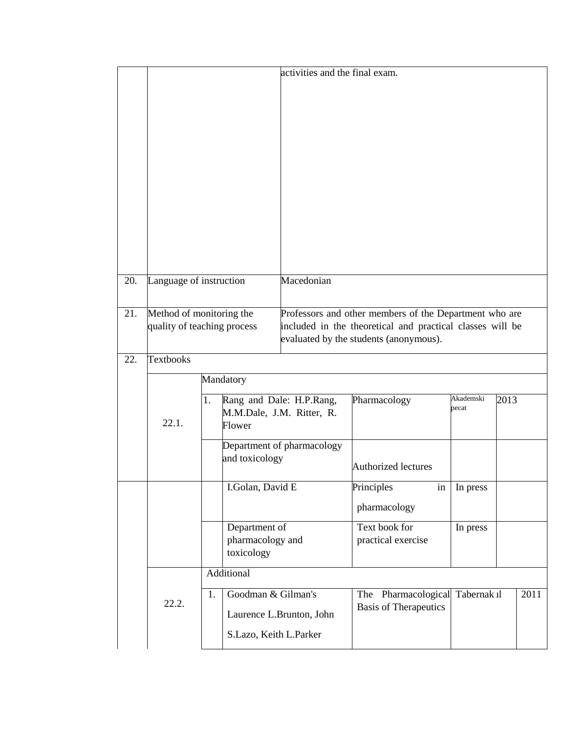| | | | | | | |
|---|---|---|---|---|---|---|
| | | activities and the final exam. | | | | |
| 20. | Language of instruction | Macedonian | | | | |
| 21. | Method of monitoring the quality of teaching process | Professors and other members of the Department who are included in the theoretical and practical classes will be evaluated by the students (anonymous). | | | | |
| 22. | Textbooks | | | | | |
| | 22.1. | Mandatory | | | | |
| | | 1. | Rang and Dale: H.P.Rang, M.M.Dale, J.M. Ritter, R. Flower | Pharmacology | Akademski pecat | 2013 |
| | | | Department of pharmacology and toxicology | Authorized lectures | | |
| | | | I.Golan, David E | Principles in pharmacology | In press | |
| | | | Department of pharmacology and toxicology | Text book for practical exercise | In press | |
| | 22.2. | Additional | | | | |
| | | 1. | Goodman & Gilman's Laurence L.Brunton, John S.Lazo, Keith L.Parker | The Pharmacological Basis of Therapeutics | Tabernakıl | 2011 |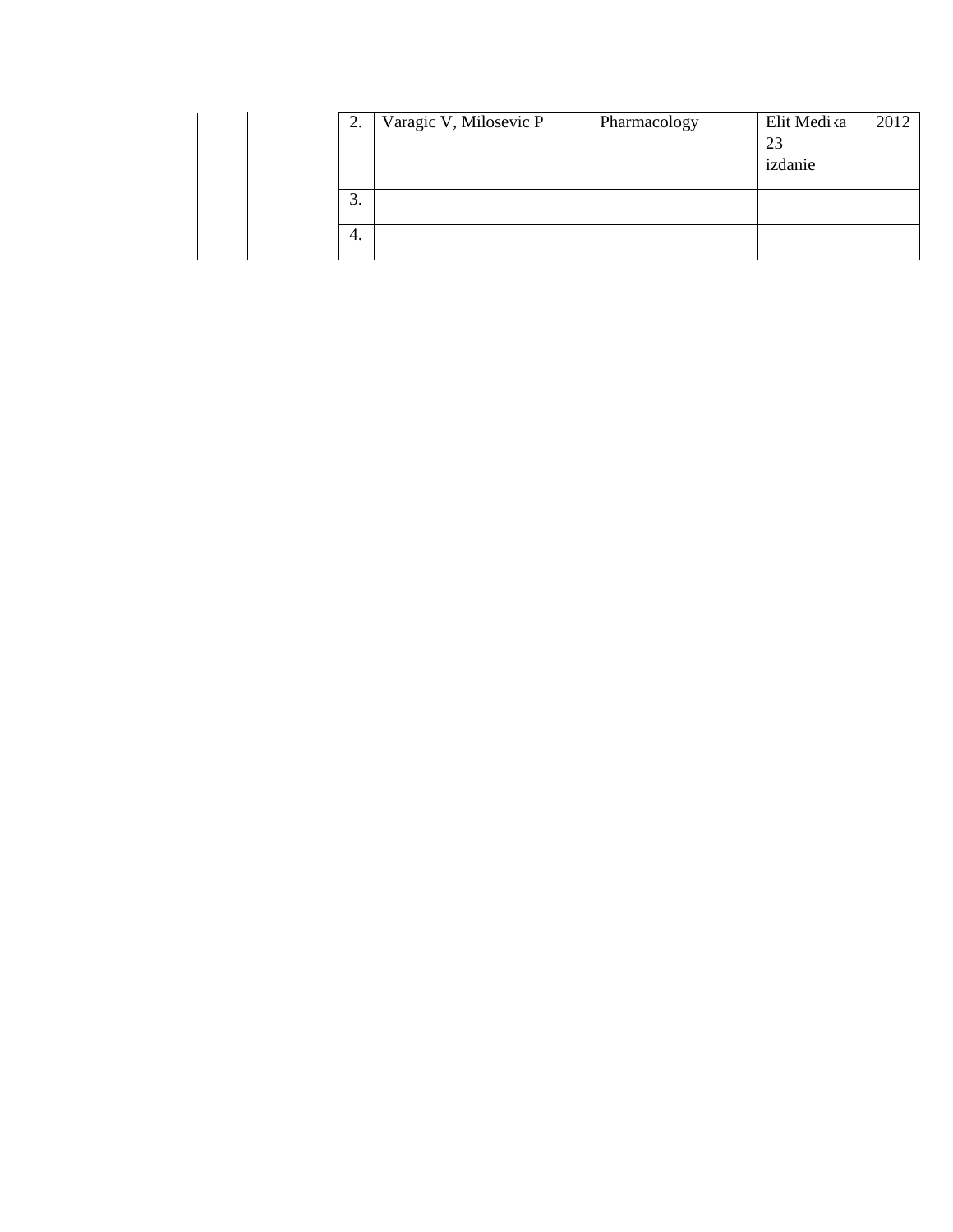| | | | | | | |
|---|---|---|---|---|---|---|
| | | 2. | Varagic V, Milosevic P | Pharmacology | Elit Medika 23 izdanie | 2012 |
| | | 3. | | | | |
| | | 4. | | | | |